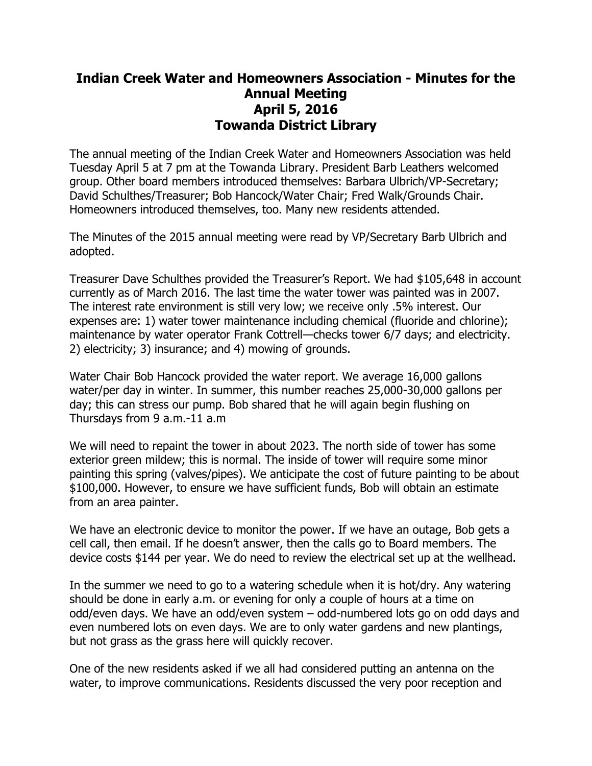# Indian Creek Water and Homeowners Association - Minutes for the Annual Meeting
# April 5, 2016
# Towanda District Library

The annual meeting of the Indian Creek Water and Homeowners Association was held Tuesday April 5 at 7 pm at the Towanda Library. President Barb Leathers welcomed group. Other board members introduced themselves: Barbara Ulbrich/VP-Secretary; David Schulthes/Treasurer; Bob Hancock/Water Chair; Fred Walk/Grounds Chair. Homeowners introduced themselves, too. Many new residents attended.

The Minutes of the 2015 annual meeting were read by VP/Secretary Barb Ulbrich and adopted.

Treasurer Dave Schulthes provided the Treasurer's Report. We had $105,648 in account currently as of March 2016. The last time the water tower was painted was in 2007. The interest rate environment is still very low; we receive only .5% interest. Our expenses are: 1) water tower maintenance including chemical (fluoride and chlorine); maintenance by water operator Frank Cottrell—checks tower 6/7 days; and electricity. 2) electricity; 3) insurance; and 4) mowing of grounds.

Water Chair Bob Hancock provided the water report. We average 16,000 gallons water/per day in winter. In summer, this number reaches 25,000-30,000 gallons per day; this can stress our pump. Bob shared that he will again begin flushing on Thursdays from 9 a.m.-11 a.m

We will need to repaint the tower in about 2023. The north side of tower has some exterior green mildew; this is normal. The inside of tower will require some minor painting this spring (valves/pipes). We anticipate the cost of future painting to be about $100,000. However, to ensure we have sufficient funds, Bob will obtain an estimate from an area painter.

We have an electronic device to monitor the power. If we have an outage, Bob gets a cell call, then email. If he doesn't answer, then the calls go to Board members. The device costs $144 per year. We do need to review the electrical set up at the wellhead.

In the summer we need to go to a watering schedule when it is hot/dry. Any watering should be done in early a.m. or evening for only a couple of hours at a time on odd/even days. We have an odd/even system – odd-numbered lots go on odd days and even numbered lots on even days. We are to only water gardens and new plantings, but not grass as the grass here will quickly recover.

One of the new residents asked if we all had considered putting an antenna on the water, to improve communications. Residents discussed the very poor reception and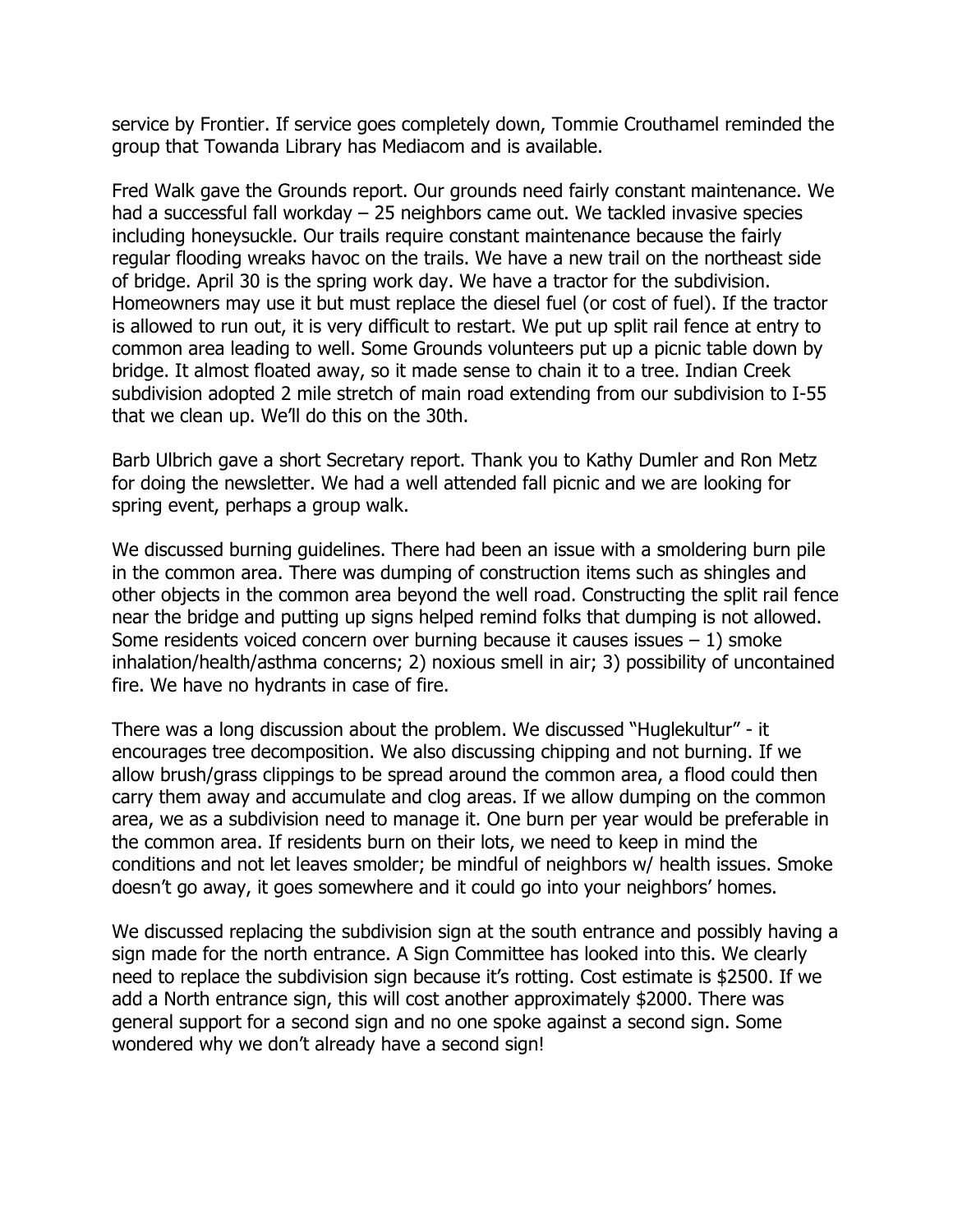service by Frontier. If service goes completely down, Tommie Crouthamel reminded the group that Towanda Library has Mediacom and is available.

Fred Walk gave the Grounds report. Our grounds need fairly constant maintenance. We had a successful fall workday – 25 neighbors came out. We tackled invasive species including honeysuckle. Our trails require constant maintenance because the fairly regular flooding wreaks havoc on the trails. We have a new trail on the northeast side of bridge. April 30 is the spring work day. We have a tractor for the subdivision. Homeowners may use it but must replace the diesel fuel (or cost of fuel). If the tractor is allowed to run out, it is very difficult to restart. We put up split rail fence at entry to common area leading to well. Some Grounds volunteers put up a picnic table down by bridge. It almost floated away, so it made sense to chain it to a tree. Indian Creek subdivision adopted 2 mile stretch of main road extending from our subdivision to I-55 that we clean up. We'll do this on the 30th.

Barb Ulbrich gave a short Secretary report. Thank you to Kathy Dumler and Ron Metz for doing the newsletter. We had a well attended fall picnic and we are looking for spring event, perhaps a group walk.

We discussed burning guidelines. There had been an issue with a smoldering burn pile in the common area. There was dumping of construction items such as shingles and other objects in the common area beyond the well road. Constructing the split rail fence near the bridge and putting up signs helped remind folks that dumping is not allowed. Some residents voiced concern over burning because it causes issues – 1) smoke inhalation/health/asthma concerns; 2) noxious smell in air; 3) possibility of uncontained fire. We have no hydrants in case of fire.

There was a long discussion about the problem. We discussed "Huglekultur" - it encourages tree decomposition. We also discussing chipping and not burning. If we allow brush/grass clippings to be spread around the common area, a flood could then carry them away and accumulate and clog areas. If we allow dumping on the common area, we as a subdivision need to manage it. One burn per year would be preferable in the common area. If residents burn on their lots, we need to keep in mind the conditions and not let leaves smolder; be mindful of neighbors w/ health issues. Smoke doesn't go away, it goes somewhere and it could go into your neighbors' homes.

We discussed replacing the subdivision sign at the south entrance and possibly having a sign made for the north entrance. A Sign Committee has looked into this. We clearly need to replace the subdivision sign because it's rotting. Cost estimate is $2500. If we add a North entrance sign, this will cost another approximately $2000. There was general support for a second sign and no one spoke against a second sign. Some wondered why we don't already have a second sign!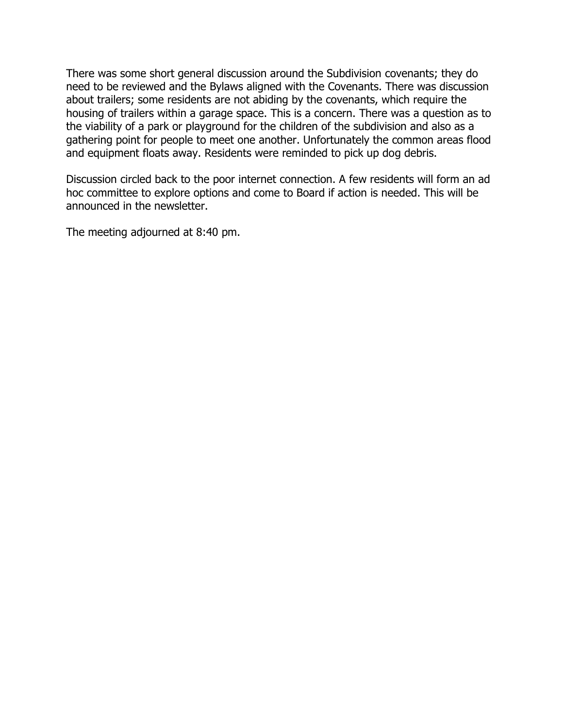There was some short general discussion around the Subdivision covenants; they do need to be reviewed and the Bylaws aligned with the Covenants. There was discussion about trailers; some residents are not abiding by the covenants, which require the housing of trailers within a garage space. This is a concern. There was a question as to the viability of a park or playground for the children of the subdivision and also as a gathering point for people to meet one another. Unfortunately the common areas flood and equipment floats away. Residents were reminded to pick up dog debris.

Discussion circled back to the poor internet connection. A few residents will form an ad hoc committee to explore options and come to Board if action is needed. This will be announced in the newsletter.

The meeting adjourned at 8:40 pm.